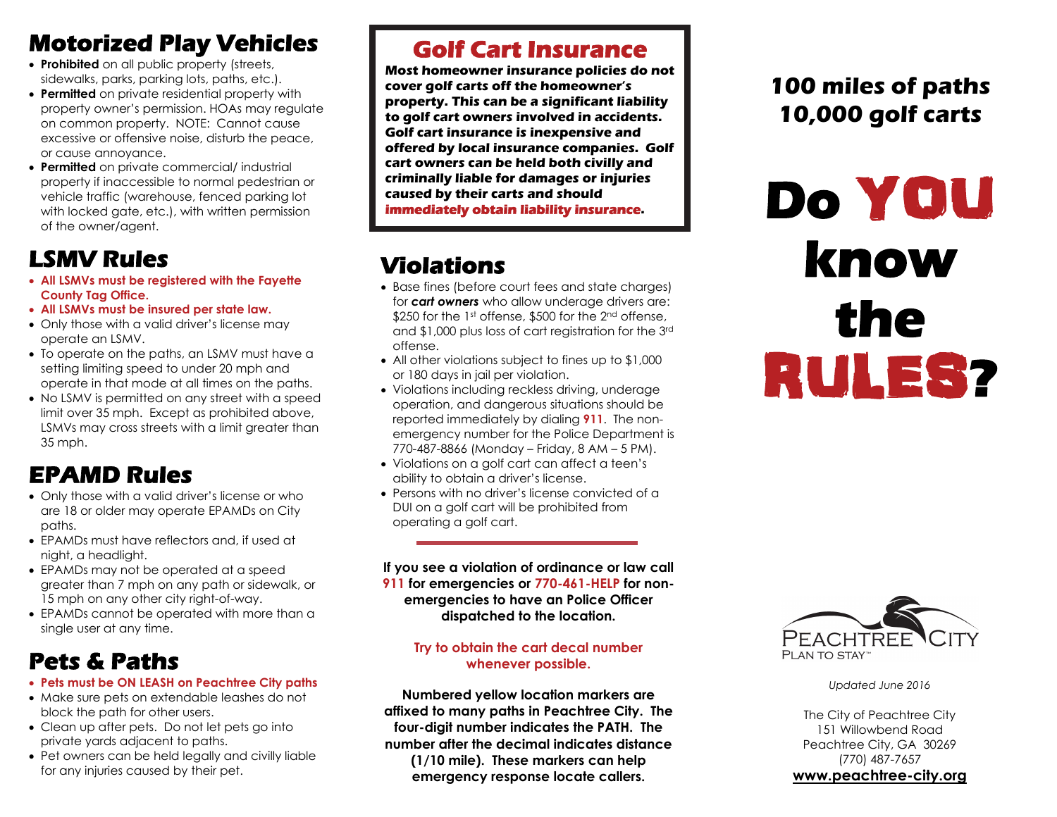## Motorized Play Vehicles

- **Prohibited** on all public property (streets, sidewalks, parks, parking lots, paths, etc.).
- **Permitted** on private residential property with property owner's permission. HOAs may regulate on common property. NOTE: Cannot cause excessive or offensive noise, disturb the peace, or cause annoyance.
- **Permitted** on private commercial/ industrial property if inaccessible to normal pedestrian or vehicle traffic (warehouse, fenced parking lot with locked gate, etc.), with written permission of the owner/agent.

## LSMV Rules

- **All LSMVs must be registered with the Fayette County Tag Office.**
- **All LSMVs must be insured per state law.**
- Only those with a valid driver's license may operate an LSMV.
- To operate on the paths, an LSMV must have a setting limiting speed to under 20 mph and operate in that mode at all times on the paths.
- No LSMV is permitted on any street with a speed limit over 35 mph. Except as prohibited above, LSMVs may cross streets with a limit greater than 35 mph.

## EPAMD Rules

- Only those with a valid driver's license or who are 18 or older may operate EPAMDs on City paths.
- EPAMDs must have reflectors and, if used at night, a headlight.
- EPAMDs may not be operated at a speed greater than 7 mph on any path or sidewalk, or 15 mph on any other city right-of-way.
- EPAMDs cannot be operated with more than a single user at any time.

## Pets & Paths

- **Pets must be ON LEASH on Peachtree City paths**
- Make sure pets on extendable leashes do not block the path for other users.
- Clean up after pets. Do not let pets go into private yards adjacent to paths.
- Pet owners can be held legally and civilly liable for any injuries caused by their pet.

## Golf Cart Insurance

***Most homeowner insurance policies do not cover golf carts off the homeowner's property. This can be a significant liability to golf cart owners involved in accidents. Golf cart insurance is inexpensive and offered by local insurance companies. Golf cart owners can be held both civilly and criminally liable for damages or injuries caused by their carts and should immediately obtain liability insurance.***

## Violations

- Base fines (before court fees and state charges) for ***cart owners*** who allow underage drivers are: \$250 for the 1st offense, \$500 for the 2nd offense, and \$1,000 plus loss of cart registration for the 3rd offense.
- All other violations subject to fines up to \$1,000 or 180 days in jail per violation.
- Violations including reckless driving, underage operation, and dangerous situations should be reported immediately by dialing **911**. The non-emergency number for the Police Department is 770-487-8866 (Monday – Friday, 8 AM – 5 PM).
- Violations on a golf cart can affect a teen's ability to obtain a driver's license.
- Persons with no driver's license convicted of a DUI on a golf cart will be prohibited from operating a golf cart.

---

**If you see a violation of ordinance or law call 911 for emergencies or 770-461-HELP for non-emergencies to have an Police Officer dispatched to the location.**

**Try to obtain the cart decal number whenever possible.**

**Numbered yellow location markers are affixed to many paths in Peachtree City. The four-digit number indicates the PATH. The number after the decimal indicates distance (1/10 mile). These markers can help emergency response locate callers.**

## 100 miles of paths
## 10,000 golf carts

# Do YOU know the RULES?

PEACHTREE CITY
PLAN TO STAY™

*Updated June 2016*

The City of Peachtree City
151 Willowbend Road
Peachtree City, GA 30269
(770) 487-7657
**www.peachtree-city.org**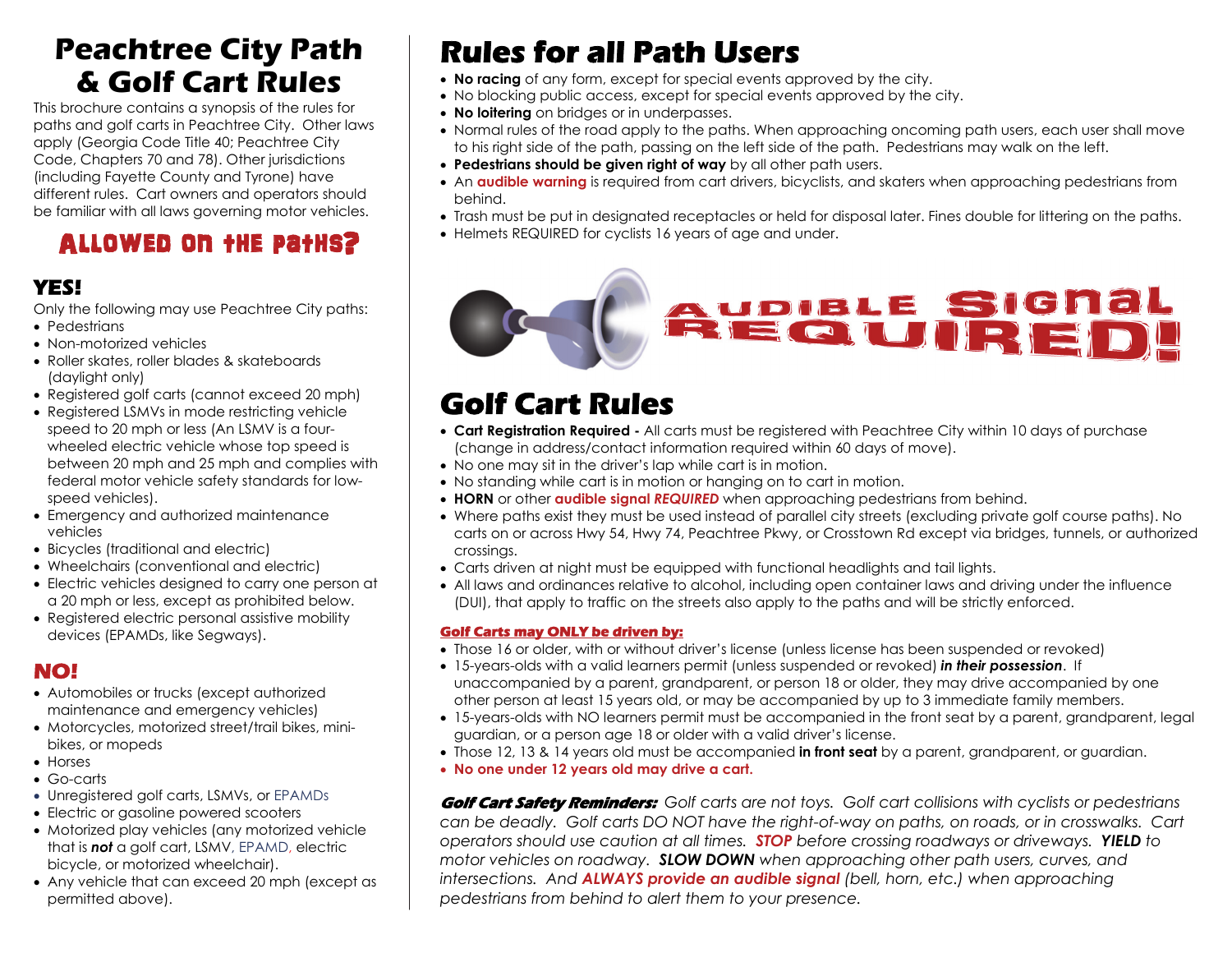# Peachtree City Path & Golf Cart Rules

This brochure contains a synopsis of the rules for paths and golf carts in Peachtree City. Other laws apply (Georgia Code Title 40; Peachtree City Code, Chapters 70 and 78). Other jurisdictions (including Fayette County and Tyrone) have different rules. Cart owners and operators should be familiar with all laws governing motor vehicles.

## Allowed on the paths?

### YES!

Only the following may use Peachtree City paths:

- Pedestrians
- Non-motorized vehicles
- Roller skates, roller blades & skateboards (daylight only)
- Registered golf carts (cannot exceed 20 mph)
- Registered LSMVs in mode restricting vehicle speed to 20 mph or less (An LSMV is a four-wheeled electric vehicle whose top speed is between 20 mph and 25 mph and complies with federal motor vehicle safety standards for low-speed vehicles).
- Emergency and authorized maintenance vehicles
- Bicycles (traditional and electric)
- Wheelchairs (conventional and electric)
- Electric vehicles designed to carry one person at a 20 mph or less, except as prohibited below.
- Registered electric personal assistive mobility devices (EPAMDs, like Segways).

### NO!

- Automobiles or trucks (except authorized maintenance and emergency vehicles)
- Motorcycles, motorized street/trail bikes, mini-bikes, or mopeds
- Horses
- Go-carts
- Unregistered golf carts, LSMVs, or EPAMDs
- Electric or gasoline powered scooters
- Motorized play vehicles (any motorized vehicle that is ***not*** a golf cart, LSMV, EPAMD, electric bicycle, or motorized wheelchair).
- Any vehicle that can exceed 20 mph (except as permitted above).

# Rules for all Path Users

- **No racing** of any form, except for special events approved by the city.
- No blocking public access, except for special events approved by the city.
- **No loitering** on bridges or in underpasses.
- Normal rules of the road apply to the paths. When approaching oncoming path users, each user shall move to his right side of the path, passing on the left side of the path. Pedestrians may walk on the left.
- **Pedestrians should be given right of way** by all other path users.
- An **audible warning** is required from cart drivers, bicyclists, and skaters when approaching pedestrians from behind.
- Trash must be put in designated receptacles or held for disposal later. Fines double for littering on the paths.
- Helmets REQUIRED for cyclists 16 years of age and under.

**AUDIBLE SIGNAL REQUIRED!**

# Golf Cart Rules

- **Cart Registration Required -** All carts must be registered with Peachtree City within 10 days of purchase (change in address/contact information required within 60 days of move).
- No one may sit in the driver's lap while cart is in motion.
- No standing while cart is in motion or hanging on to cart in motion.
- **HORN** or other **audible signal *REQUIRED*** when approaching pedestrians from behind.
- Where paths exist they must be used instead of parallel city streets (excluding private golf course paths). No carts on or across Hwy 54, Hwy 74, Peachtree Pkwy, or Crosstown Rd except via bridges, tunnels, or authorized crossings.
- Carts driven at night must be equipped with functional headlights and tail lights.
- All laws and ordinances relative to alcohol, including open container laws and driving under the influence (DUI), that apply to traffic on the streets also apply to the paths and will be strictly enforced.

**Golf Carts may ONLY be driven by:**

- Those 16 or older, with or without driver's license (unless license has been suspended or revoked)
- 15-years-olds with a valid learners permit (unless suspended or revoked) ***in their possession***. If unaccompanied by a parent, grandparent, or person 18 or older, they may drive accompanied by one other person at least 15 years old, or may be accompanied by up to 3 immediate family members.
- 15-years-olds with NO learners permit must be accompanied in the front seat by a parent, grandparent, legal guardian, or a person age 18 or older with a valid driver's license.
- Those 12, 13 & 14 years old must be accompanied **in front seat** by a parent, grandparent, or guardian.
- **No one under 12 years old may drive a cart.**

***Golf Cart Safety Reminders:*** *Golf carts are not toys. Golf cart collisions with cyclists or pedestrians can be deadly. Golf carts DO NOT have the right-of-way on paths, on roads, or in crosswalks. Cart operators should use caution at all times.* ***STOP*** *before crossing roadways or driveways.* ***YIELD*** *to motor vehicles on roadway.* ***SLOW DOWN*** *when approaching other path users, curves, and intersections. And* ***ALWAYS provide an audible signal*** *(bell, horn, etc.) when approaching pedestrians from behind to alert them to your presence.*